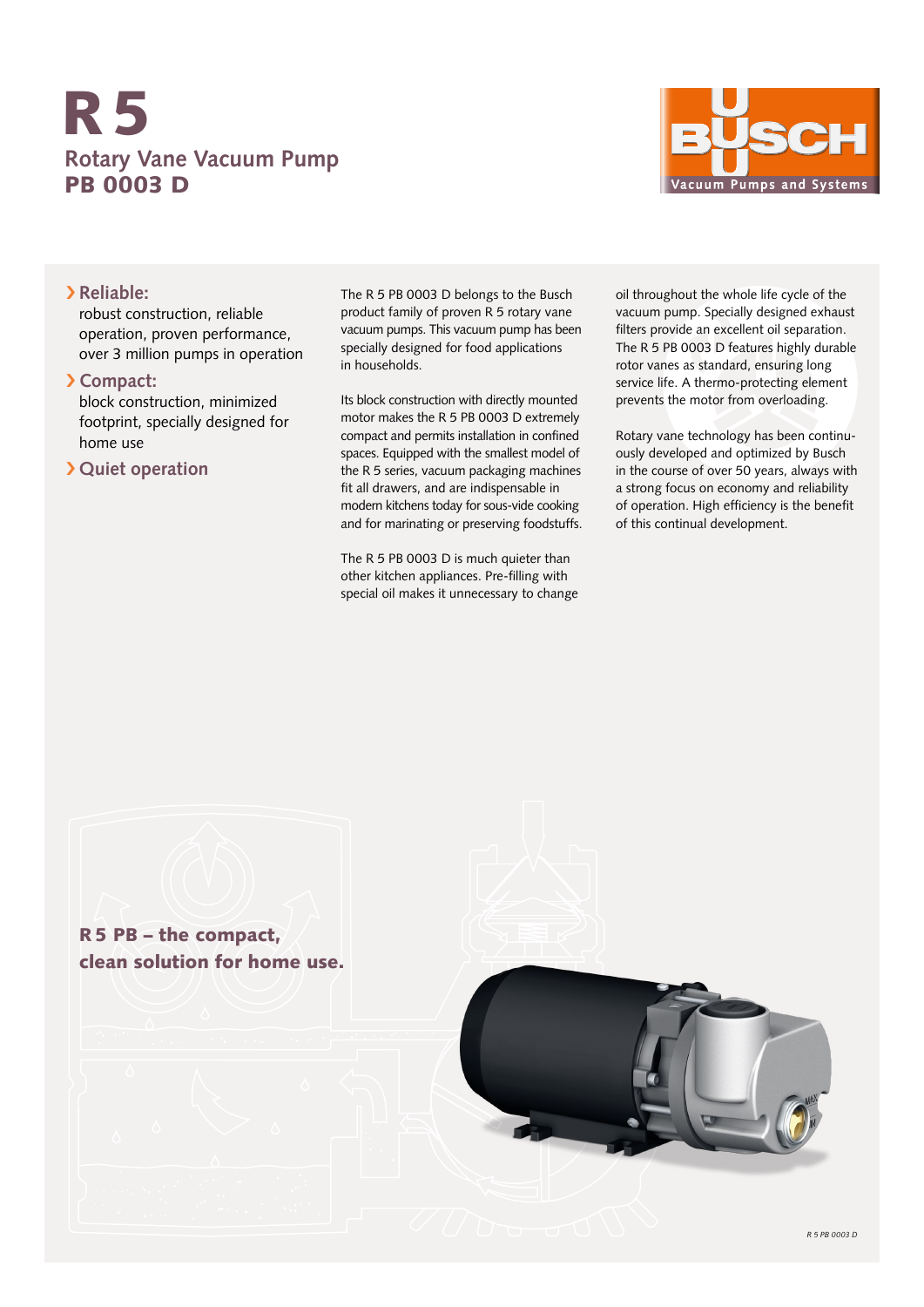# R 5

## Rotary Vane Vacuum Pump
## PB 0003 D

BUSCH
Vacuum Pumps and Systems

› **Reliable:**
robust construction, reliable operation, proven performance, over 3 million pumps in operation

› **Compact:**
block construction, minimized footprint, specially designed for home use

› **Quiet operation**

The R 5 PB 0003 D belongs to the Busch product family of proven R 5 rotary vane vacuum pumps. This vacuum pump has been specially designed for food applications in households.

Its block construction with directly mounted motor makes the R 5 PB 0003 D extremely compact and permits installation in confined spaces. Equipped with the smallest model of the R 5 series, vacuum packaging machines fit all drawers, and are indispensable in modern kitchens today for sous-vide cooking and for marinating or preserving foodstuffs.

The R 5 PB 0003 D is much quieter than other kitchen appliances. Pre-filling with special oil makes it unnecessary to change oil throughout the whole life cycle of the vacuum pump. Specially designed exhaust filters provide an excellent oil separation. The R 5 PB 0003 D features highly durable rotor vanes as standard, ensuring long service life. A thermo-protecting element prevents the motor from overloading.

Rotary vane technology has been continuously developed and optimized by Busch in the course of over 50 years, always with a strong focus on economy and reliability of operation. High efficiency is the benefit of this continual development.

**R 5 PB – the compact, clean solution for home use.**

*R 5 PB 0003 D*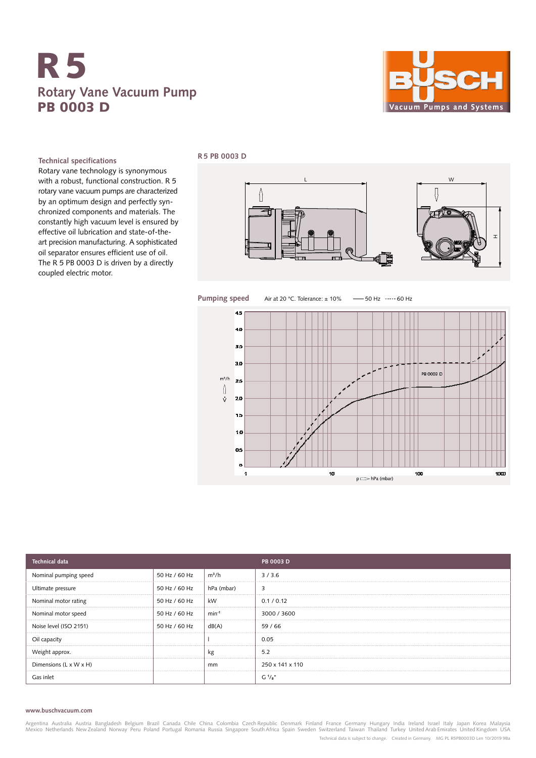# R 5

## Rotary Vane Vacuum Pump
## PB 0003 D

BUSCH
Vacuum Pumps and Systems

### Technical specifications

Rotary vane technology is synonymous with a robust, functional construction. R 5 rotary vane vacuum pumps are characterized by an optimum design and perfectly synchronized components and materials. The constantly high vacuum level is ensured by effective oil lubrication and state-of-the-art precision manufacturing. A sophisticated oil separator ensures efficient use of oil. The R 5 PB 0003 D is driven by a directly coupled electric motor.

### R 5 PB 0003 D

L
W
H

### Pumping speed

Air at 20 °C. Tolerance: ± 10%    —— 50 Hz  ----- 60 Hz

m³/h
V̇
4.5
4.0
3.5
3.0
2.5
2.0
1.5
1.0
0.5
0
1
10
100
1000
p ⊏⊐> hPa (mbar)
PB 0003 D

| Technical data | | | PB 0003 D |
|---|---|---|---|
| Nominal pumping speed | 50 Hz / 60 Hz | m³/h | 3 / 3.6 |
| Ultimate pressure | 50 Hz / 60 Hz | hPa (mbar) | 3 |
| Nominal motor rating | 50 Hz / 60 Hz | kW | 0.1 / 0.12 |
| Nominal motor speed | 50 Hz / 60 Hz | min⁻¹ | 3000 / 3600 |
| Noise level (ISO 2151) | 50 Hz / 60 Hz | dB(A) | 59 / 66 |
| Oil capacity | | l | 0.05 |
| Weight approx. | | kg | 5.2 |
| Dimensions (L x W x H) | | mm | 250 x 141 x 110 |
| Gas inlet | | | G 1/8" |

**www.buschvacuum.com**

Argentina Australia Austria Bangladesh Belgium Brazil Canada Chile China Colombia Czech Republic Denmark Finland France Germany Hungary India Ireland Israel Italy Japan Korea Malaysia Mexico Netherlands New Zealand Norway Peru Poland Portugal Romania Russia Singapore South Africa Spain Sweden Switzerland Taiwan Thailand Turkey United Arab Emirates United Kingdom USA

Technical data is subject to change. Created in Germany. MG PL R5PB0003D Len 10/2019 9Ba